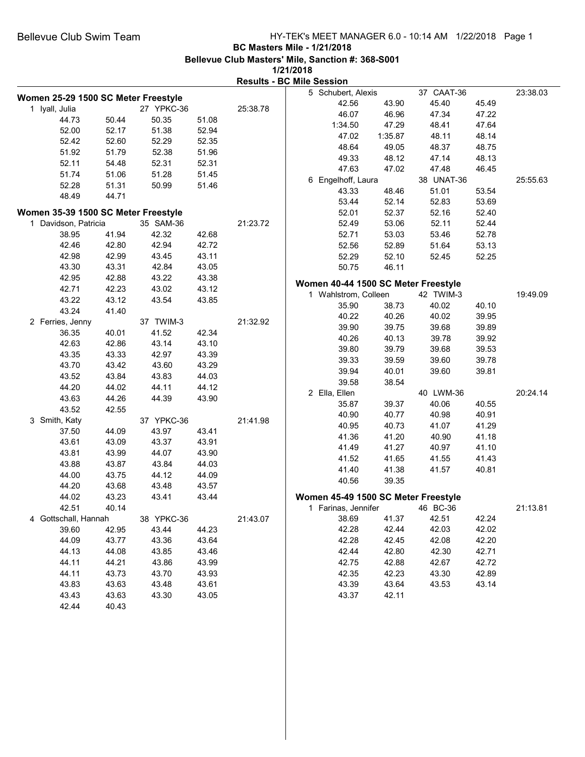Bellevue Club Swim Team

**BC Masters Mile - 1/21/2018**

**Bellevue Club Masters' Mile, Sanction #: 368-S001**

**1/21/2018**

**Results - BC Mile Session**

### Women 25-29 1500 SC Meter Freestyle

1 Iyall, Julia — 27 YPKC-36 — 25:38.78

| | | | |
|---|---|---|---|
| 44.73 | 50.44 | 50.35 | 51.08 |
| 52.00 | 52.17 | 51.38 | 52.94 |
| 52.42 | 52.60 | 52.29 | 52.35 |
| 51.92 | 51.79 | 52.38 | 51.96 |
| 52.11 | 54.48 | 52.31 | 52.31 |
| 51.74 | 51.06 | 51.28 | 51.45 |
| 52.28 | 51.31 | 50.99 | 51.46 |
| 48.49 | 44.71 | | |

### Women 35-39 1500 SC Meter Freestyle

1 Davidson, Patricia — 35 SAM-36 — 21:23.72

| | | | |
|---|---|---|---|
| 38.95 | 41.94 | 42.32 | 42.68 |
| 42.46 | 42.80 | 42.94 | 42.72 |
| 42.98 | 42.99 | 43.45 | 43.11 |
| 43.30 | 43.31 | 42.84 | 43.05 |
| 42.95 | 42.88 | 43.22 | 43.38 |
| 42.71 | 42.23 | 43.02 | 43.12 |
| 43.22 | 43.12 | 43.54 | 43.85 |
| 43.24 | 41.40 | | |

2 Ferries, Jenny — 37 TWIM-3 — 21:32.92

| | | | |
|---|---|---|---|
| 36.35 | 40.01 | 41.52 | 42.34 |
| 42.63 | 42.86 | 43.14 | 43.10 |
| 43.35 | 43.33 | 42.97 | 43.39 |
| 43.70 | 43.42 | 43.60 | 43.29 |
| 43.52 | 43.84 | 43.83 | 44.03 |
| 44.20 | 44.02 | 44.11 | 44.12 |
| 43.63 | 44.26 | 44.39 | 43.90 |
| 43.52 | 42.55 | | |

3 Smith, Katy — 37 YPKC-36 — 21:41.98

| | | | |
|---|---|---|---|
| 37.50 | 44.09 | 43.97 | 43.41 |
| 43.61 | 43.09 | 43.37 | 43.91 |
| 43.81 | 43.99 | 44.07 | 43.90 |
| 43.88 | 43.87 | 43.84 | 44.03 |
| 44.00 | 43.75 | 44.12 | 44.09 |
| 44.20 | 43.68 | 43.48 | 43.57 |
| 44.02 | 43.23 | 43.41 | 43.44 |
| 42.51 | 40.14 | | |

4 Gottschall, Hannah — 38 YPKC-36 — 21:43.07

| | | | |
|---|---|---|---|
| 39.60 | 42.95 | 43.44 | 44.23 |
| 44.09 | 43.77 | 43.36 | 43.64 |
| 44.13 | 44.08 | 43.85 | 43.46 |
| 44.11 | 44.21 | 43.86 | 43.99 |
| 44.11 | 43.73 | 43.70 | 43.93 |
| 43.83 | 43.63 | 43.48 | 43.61 |
| 43.43 | 43.63 | 43.30 | 43.05 |
| 42.44 | 40.43 | | |

5 Schubert, Alexis — 37 CAAT-36 — 23:38.03

| | | | |
|---|---|---|---|
| 42.56 | 43.90 | 45.40 | 45.49 |
| 46.07 | 46.96 | 47.34 | 47.22 |
| 1:34.50 | 47.29 | 48.41 | 47.64 |
| 47.02 | 1:35.87 | 48.11 | 48.14 |
| 48.64 | 49.05 | 48.37 | 48.75 |
| 49.33 | 48.12 | 47.14 | 48.13 |
| 47.63 | 47.02 | 47.48 | 46.45 |

6 Engelhoff, Laura — 38 UNAT-36 — 25:55.63

| | | | |
|---|---|---|---|
| 43.33 | 48.46 | 51.01 | 53.54 |
| 53.44 | 52.14 | 52.83 | 53.69 |
| 52.01 | 52.37 | 52.16 | 52.40 |
| 52.49 | 53.06 | 52.11 | 52.44 |
| 52.71 | 53.03 | 53.46 | 52.78 |
| 52.56 | 52.89 | 51.64 | 53.13 |
| 52.29 | 52.10 | 52.45 | 52.25 |
| 50.75 | 46.11 | | |

### Women 40-44 1500 SC Meter Freestyle

1 Wahlstrom, Colleen — 42 TWIM-3 — 19:49.09

| | | | |
|---|---|---|---|
| 35.90 | 38.73 | 40.02 | 40.10 |
| 40.22 | 40.26 | 40.02 | 39.95 |
| 39.90 | 39.75 | 39.68 | 39.89 |
| 40.26 | 40.13 | 39.78 | 39.92 |
| 39.80 | 39.79 | 39.68 | 39.53 |
| 39.33 | 39.59 | 39.60 | 39.78 |
| 39.94 | 40.01 | 39.60 | 39.81 |
| 39.58 | 38.54 | | |

2 Ella, Ellen — 40 LWM-36 — 20:24.14

| | | | |
|---|---|---|---|
| 35.87 | 39.37 | 40.06 | 40.55 |
| 40.90 | 40.77 | 40.98 | 40.91 |
| 40.95 | 40.73 | 41.07 | 41.29 |
| 41.36 | 41.20 | 40.90 | 41.18 |
| 41.49 | 41.27 | 40.97 | 41.10 |
| 41.52 | 41.65 | 41.55 | 41.43 |
| 41.40 | 41.38 | 41.57 | 40.81 |
| 40.56 | 39.35 | | |

### Women 45-49 1500 SC Meter Freestyle

1 Farinas, Jennifer — 46 BC-36 — 21:13.81

| | | | |
|---|---|---|---|
| 38.69 | 41.37 | 42.51 | 42.24 |
| 42.28 | 42.44 | 42.03 | 42.02 |
| 42.28 | 42.45 | 42.08 | 42.20 |
| 42.44 | 42.80 | 42.30 | 42.71 |
| 42.75 | 42.88 | 42.67 | 42.72 |
| 42.35 | 42.23 | 43.30 | 42.89 |
| 43.39 | 43.64 | 43.53 | 43.14 |
| 43.37 | 42.11 | | |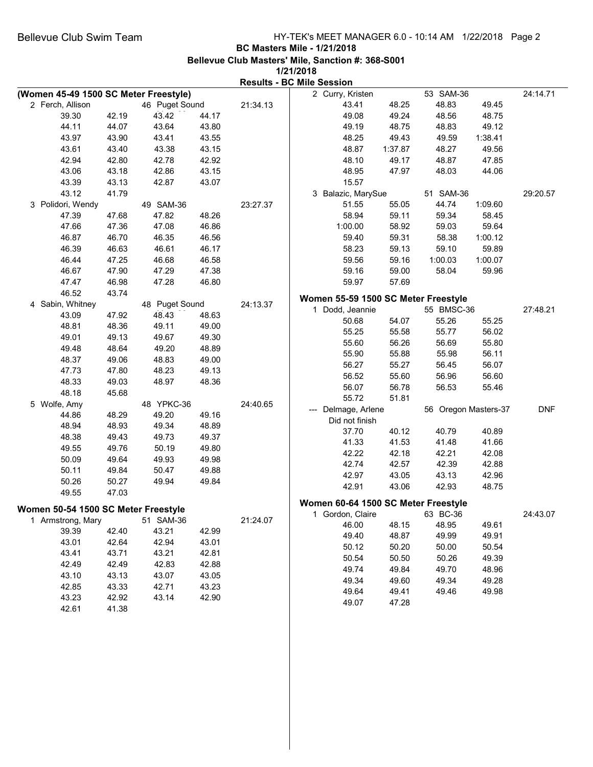**Results - BC Mile Session**

### (Women 45-49 1500 SC Meter Freestyle)

| Place | Name | Age | Team | Finals Time |
|---|---|---|---|---|
| 2 | Ferch, Allison | 46 | Puget Sound | 21:34.13 |

| | | | |
|---|---|---|---|
| 39.30 | 42.19 | 43.42 | 44.17 |
| 44.11 | 44.07 | 43.64 | 43.80 |
| 43.97 | 43.90 | 43.41 | 43.55 |
| 43.61 | 43.40 | 43.38 | 43.15 |
| 42.94 | 42.80 | 42.78 | 42.92 |
| 43.06 | 43.18 | 42.86 | 43.15 |
| 43.39 | 43.13 | 42.87 | 43.07 |
| 43.12 | 41.79 | | |

| Place | Name | Age | Team | Finals Time |
|---|---|---|---|---|
| 3 | Polidori, Wendy | 49 | SAM-36 | 23:27.37 |

| | | | |
|---|---|---|---|
| 47.39 | 47.68 | 47.82 | 48.26 |
| 47.66 | 47.36 | 47.08 | 46.86 |
| 46.87 | 46.70 | 46.35 | 46.56 |
| 46.39 | 46.63 | 46.61 | 46.17 |
| 46.44 | 47.25 | 46.68 | 46.58 |
| 46.67 | 47.90 | 47.29 | 47.38 |
| 47.47 | 46.98 | 47.28 | 46.80 |
| 46.52 | 43.74 | | |

| Place | Name | Age | Team | Finals Time |
|---|---|---|---|---|
| 4 | Sabin, Whitney | 48 | Puget Sound | 24:13.37 |

| | | | |
|---|---|---|---|
| 43.09 | 47.92 | 48.43 | 48.63 |
| 48.81 | 48.36 | 49.11 | 49.00 |
| 49.01 | 49.13 | 49.67 | 49.30 |
| 49.48 | 48.64 | 49.20 | 48.89 |
| 48.37 | 49.06 | 48.83 | 49.00 |
| 47.73 | 47.80 | 48.23 | 49.13 |
| 48.33 | 49.03 | 48.97 | 48.36 |
| 48.18 | 45.68 | | |

| Place | Name | Age | Team | Finals Time |
|---|---|---|---|---|
| 5 | Wolfe, Amy | 48 | YPKC-36 | 24:40.65 |

| | | | |
|---|---|---|---|
| 44.86 | 48.29 | 49.20 | 49.16 |
| 48.94 | 48.93 | 49.34 | 48.89 |
| 48.38 | 49.43 | 49.73 | 49.37 |
| 49.55 | 49.76 | 50.19 | 49.80 |
| 50.09 | 49.64 | 49.93 | 49.98 |
| 50.11 | 49.84 | 50.47 | 49.88 |
| 50.26 | 50.27 | 49.94 | 49.84 |
| 49.55 | 47.03 | | |

### Women 50-54 1500 SC Meter Freestyle

| Place | Name | Age | Team | Finals Time |
|---|---|---|---|---|
| 1 | Armstrong, Mary | 51 | SAM-36 | 21:24.07 |

| | | | |
|---|---|---|---|
| 39.39 | 42.40 | 43.21 | 42.99 |
| 43.01 | 42.64 | 42.94 | 43.01 |
| 43.41 | 43.71 | 43.21 | 42.81 |
| 42.49 | 42.49 | 42.83 | 42.88 |
| 43.10 | 43.13 | 43.07 | 43.05 |
| 42.85 | 43.33 | 42.71 | 43.23 |
| 43.23 | 42.92 | 43.14 | 42.90 |
| 42.61 | 41.38 | | |

| Place | Name | Age | Team | Finals Time |
|---|---|---|---|---|
| 2 | Curry, Kristen | 53 | SAM-36 | 24:14.71 |

| | | | |
|---|---|---|---|
| 43.41 | 48.25 | 48.83 | 49.45 |
| 49.08 | 49.24 | 48.56 | 48.75 |
| 49.19 | 48.75 | 48.83 | 49.12 |
| 48.25 | 49.43 | 49.59 | 1:38.41 |
| 48.87 | 1:37.87 | 48.27 | 49.56 |
| 48.10 | 49.17 | 48.87 | 47.85 |
| 48.95 | 47.97 | 48.03 | 44.06 |
| 15.57 | | | |

| Place | Name | Age | Team | Finals Time |
|---|---|---|---|---|
| 3 | Balazic, MarySue | 51 | SAM-36 | 29:20.57 |

| | | | |
|---|---|---|---|
| 51.55 | 55.05 | 44.74 | 1:09.60 |
| 58.94 | 59.11 | 59.34 | 58.45 |
| 1:00.00 | 58.92 | 59.03 | 59.64 |
| 59.40 | 59.31 | 58.38 | 1:00.12 |
| 58.23 | 59.13 | 59.10 | 59.89 |
| 59.56 | 59.16 | 1:00.03 | 1:00.07 |
| 59.16 | 59.00 | 58.04 | 59.96 |
| 59.97 | 57.69 | | |

### Women 55-59 1500 SC Meter Freestyle

| Place | Name | Age | Team | Finals Time |
|---|---|---|---|---|
| 1 | Dodd, Jeannie | 55 | BMSC-36 | 27:48.21 |

| | | | |
|---|---|---|---|
| 50.68 | 54.07 | 55.26 | 55.25 |
| 55.25 | 55.58 | 55.77 | 56.02 |
| 55.60 | 56.26 | 56.69 | 55.80 |
| 55.90 | 55.88 | 55.98 | 56.11 |
| 56.27 | 55.27 | 56.45 | 56.07 |
| 56.52 | 55.60 | 56.96 | 56.60 |
| 56.07 | 56.78 | 56.53 | 55.46 |
| 55.72 | 51.81 | | |

| Place | Name | Age | Team | Finals Time |
|---|---|---|---|---|
| --- | Delmage, Arlene | 56 | Oregon Masters-37 | DNF |

Did not finish

| | | | |
|---|---|---|---|
| 37.70 | 40.12 | 40.79 | 40.89 |
| 41.33 | 41.53 | 41.48 | 41.66 |
| 42.22 | 42.18 | 42.21 | 42.08 |
| 42.74 | 42.57 | 42.39 | 42.88 |
| 42.97 | 43.05 | 43.13 | 42.96 |
| 42.91 | 43.06 | 42.93 | 48.75 |

### Women 60-64 1500 SC Meter Freestyle

| Place | Name | Age | Team | Finals Time |
|---|---|---|---|---|
| 1 | Gordon, Claire | 63 | BC-36 | 24:43.07 |

| | | | |
|---|---|---|---|
| 46.00 | 48.15 | 48.95 | 49.61 |
| 49.40 | 48.87 | 49.99 | 49.91 |
| 50.12 | 50.20 | 50.00 | 50.54 |
| 50.54 | 50.50 | 50.26 | 49.39 |
| 49.74 | 49.84 | 49.70 | 48.96 |
| 49.34 | 49.60 | 49.34 | 49.28 |
| 49.64 | 49.41 | 49.46 | 49.98 |
| 49.07 | 47.28 | | |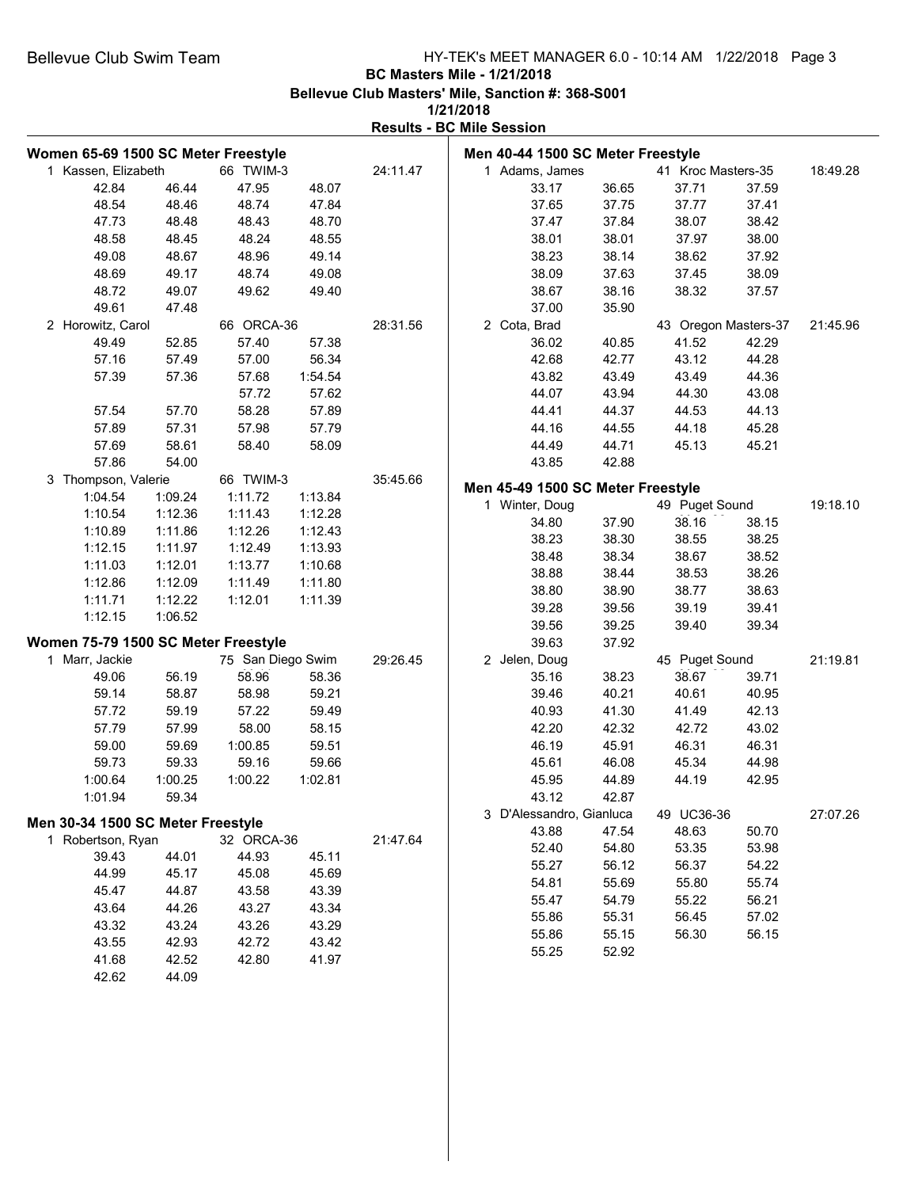Bellevue Club Swim Team

**BC Masters Mile - 1/21/2018**

**Bellevue Club Masters' Mile, Sanction #: 368-S001**

**1/21/2018**

**Results - BC Mile Session**

### Women 65-69 1500 SC Meter Freestyle

1 Kassen, Elizabeth — 66 TWIM-3 — 24:11.47

| | | | |
|---|---|---|---|
| 42.84 | 46.44 | 47.95 | 48.07 |
| 48.54 | 48.46 | 48.74 | 47.84 |
| 47.73 | 48.48 | 48.43 | 48.70 |
| 48.58 | 48.45 | 48.24 | 48.55 |
| 49.08 | 48.67 | 48.96 | 49.14 |
| 48.69 | 49.17 | 48.74 | 49.08 |
| 48.72 | 49.07 | 49.62 | 49.40 |
| 49.61 | 47.48 | | |

2 Horowitz, Carol — 66 ORCA-36 — 28:31.56

| | | | |
|---|---|---|---|
| 49.49 | 52.85 | 57.40 | 57.38 |
| 57.16 | 57.49 | 57.00 | 56.34 |
| 57.39 | 57.36 | 57.68 | 1:54.54 |
| | | 57.72 | 57.62 |
| 57.54 | 57.70 | 58.28 | 57.89 |
| 57.89 | 57.31 | 57.98 | 57.79 |
| 57.69 | 58.61 | 58.40 | 58.09 |
| 57.86 | 54.00 | | |

3 Thompson, Valerie — 66 TWIM-3 — 35:45.66

| | | | |
|---|---|---|---|
| 1:04.54 | 1:09.24 | 1:11.72 | 1:13.84 |
| 1:10.54 | 1:12.36 | 1:11.43 | 1:12.28 |
| 1:10.89 | 1:11.86 | 1:12.26 | 1:12.43 |
| 1:12.15 | 1:11.97 | 1:12.49 | 1:13.93 |
| 1:11.03 | 1:12.01 | 1:13.77 | 1:10.68 |
| 1:12.86 | 1:12.09 | 1:11.49 | 1:11.80 |
| 1:11.71 | 1:12.22 | 1:12.01 | 1:11.39 |
| 1:12.15 | 1:06.52 | | |

### Women 75-79 1500 SC Meter Freestyle

1 Marr, Jackie — 75 San Diego Swim — 29:26.45

| | | | |
|---|---|---|---|
| 49.06 | 56.19 | 58.96 | 58.36 |
| 59.14 | 58.87 | 58.98 | 59.21 |
| 57.72 | 59.19 | 57.22 | 59.49 |
| 57.79 | 57.99 | 58.00 | 58.15 |
| 59.00 | 59.69 | 1:00.85 | 59.51 |
| 59.73 | 59.33 | 59.16 | 59.66 |
| 1:00.64 | 1:00.25 | 1:00.22 | 1:02.81 |
| 1:01.94 | 59.34 | | |

### Men 30-34 1500 SC Meter Freestyle

1 Robertson, Ryan — 32 ORCA-36 — 21:47.64

| | | | |
|---|---|---|---|
| 39.43 | 44.01 | 44.93 | 45.11 |
| 44.99 | 45.17 | 45.08 | 45.69 |
| 45.47 | 44.87 | 43.58 | 43.39 |
| 43.64 | 44.26 | 43.27 | 43.34 |
| 43.32 | 43.24 | 43.26 | 43.29 |
| 43.55 | 42.93 | 42.72 | 43.42 |
| 41.68 | 42.52 | 42.80 | 41.97 |
| 42.62 | 44.09 | | |

### Men 40-44 1500 SC Meter Freestyle

1 Adams, James — 41 Kroc Masters-35 — 18:49.28

| | | | |
|---|---|---|---|
| 33.17 | 36.65 | 37.71 | 37.59 |
| 37.65 | 37.75 | 37.77 | 37.41 |
| 37.47 | 37.84 | 38.07 | 38.42 |
| 38.01 | 38.01 | 37.97 | 38.00 |
| 38.23 | 38.14 | 38.62 | 37.92 |
| 38.09 | 37.63 | 37.45 | 38.09 |
| 38.67 | 38.16 | 38.32 | 37.57 |
| 37.00 | 35.90 | | |

2 Cota, Brad — 43 Oregon Masters-37 — 21:45.96

| | | | |
|---|---|---|---|
| 36.02 | 40.85 | 41.52 | 42.29 |
| 42.68 | 42.77 | 43.12 | 44.28 |
| 43.82 | 43.49 | 43.49 | 44.36 |
| 44.07 | 43.94 | 44.30 | 43.08 |
| 44.41 | 44.37 | 44.53 | 44.13 |
| 44.16 | 44.55 | 44.18 | 45.28 |
| 44.49 | 44.71 | 45.13 | 45.21 |
| 43.85 | 42.88 | | |

### Men 45-49 1500 SC Meter Freestyle

1 Winter, Doug — 49 Puget Sound — 19:18.10

| | | | |
|---|---|---|---|
| 34.80 | 37.90 | 38.16 | 38.15 |
| 38.23 | 38.30 | 38.55 | 38.25 |
| 38.48 | 38.34 | 38.67 | 38.52 |
| 38.88 | 38.44 | 38.53 | 38.26 |
| 38.80 | 38.90 | 38.77 | 38.63 |
| 39.28 | 39.56 | 39.19 | 39.41 |
| 39.56 | 39.25 | 39.40 | 39.34 |
| 39.63 | 37.92 | | |

2 Jelen, Doug — 45 Puget Sound — 21:19.81

| | | | |
|---|---|---|---|
| 35.16 | 38.23 | 38.67 | 39.71 |
| 39.46 | 40.21 | 40.61 | 40.95 |
| 40.93 | 41.30 | 41.49 | 42.13 |
| 42.20 | 42.32 | 42.72 | 43.02 |
| 46.19 | 45.91 | 46.31 | 46.31 |
| 45.61 | 46.08 | 45.34 | 44.98 |
| 45.95 | 44.89 | 44.19 | 42.95 |
| 43.12 | 42.87 | | |

3 D'Alessandro, Gianluca — 49 UC36-36 — 27:07.26

| | | | |
|---|---|---|---|
| 43.88 | 47.54 | 48.63 | 50.70 |
| 52.40 | 54.80 | 53.35 | 53.98 |
| 55.27 | 56.12 | 56.37 | 54.22 |
| 54.81 | 55.69 | 55.80 | 55.74 |
| 55.47 | 54.79 | 55.22 | 56.21 |
| 55.86 | 55.31 | 56.45 | 57.02 |
| 55.86 | 55.15 | 56.30 | 56.15 |
| 55.25 | 52.92 | | |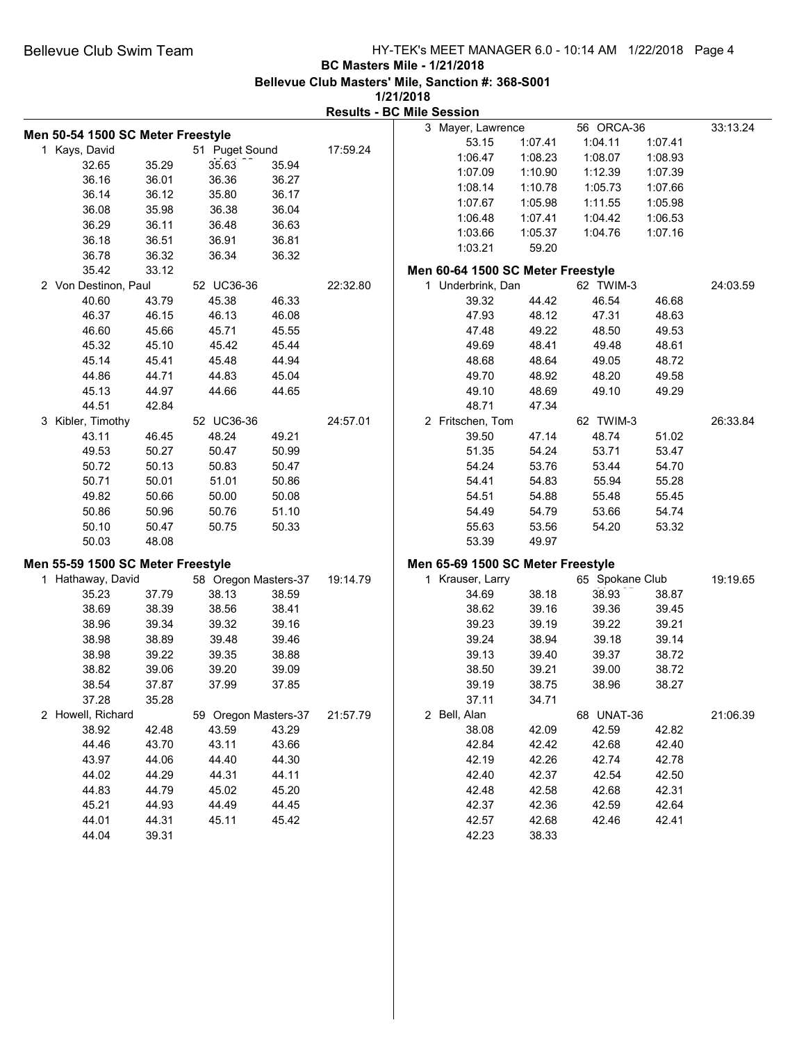# BC Masters Mile - 1/21/2018

**Bellevue Club Masters' Mile, Sanction #: 368-S001**

**1/21/2018**

**Results - BC Mile Session**

## Men 50-54 1500 SC Meter Freestyle

1 Kays, David — 51 Puget Sound — 17:59.24

| | | | |
|---|---|---|---|
| 32.65 | 35.29 | 35.63 | 35.94 |
| 36.16 | 36.01 | 36.36 | 36.27 |
| 36.14 | 36.12 | 35.80 | 36.17 |
| 36.08 | 35.98 | 36.38 | 36.04 |
| 36.29 | 36.11 | 36.48 | 36.63 |
| 36.18 | 36.51 | 36.91 | 36.81 |
| 36.78 | 36.32 | 36.34 | 36.32 |
| 35.42 | 33.12 | | |

2 Von Destinon, Paul — 52 UC36-36 — 22:32.80

| | | | |
|---|---|---|---|
| 40.60 | 43.79 | 45.38 | 46.33 |
| 46.37 | 46.15 | 46.13 | 46.08 |
| 46.60 | 45.66 | 45.71 | 45.55 |
| 45.32 | 45.10 | 45.42 | 45.44 |
| 45.14 | 45.41 | 45.48 | 44.94 |
| 44.86 | 44.71 | 44.83 | 45.04 |
| 45.13 | 44.97 | 44.66 | 44.65 |
| 44.51 | 42.84 | | |

3 Kibler, Timothy — 52 UC36-36 — 24:57.01

| | | | |
|---|---|---|---|
| 43.11 | 46.45 | 48.24 | 49.21 |
| 49.53 | 50.27 | 50.47 | 50.99 |
| 50.72 | 50.13 | 50.83 | 50.47 |
| 50.71 | 50.01 | 51.01 | 50.86 |
| 49.82 | 50.66 | 50.00 | 50.08 |
| 50.86 | 50.96 | 50.76 | 51.10 |
| 50.10 | 50.47 | 50.75 | 50.33 |
| 50.03 | 48.08 | | |

## Men 55-59 1500 SC Meter Freestyle

1 Hathaway, David — 58 Oregon Masters-37 — 19:14.79

| | | | |
|---|---|---|---|
| 35.23 | 37.79 | 38.13 | 38.59 |
| 38.69 | 38.39 | 38.56 | 38.41 |
| 38.96 | 39.34 | 39.32 | 39.16 |
| 38.98 | 38.89 | 39.48 | 39.46 |
| 38.98 | 39.22 | 39.35 | 38.88 |
| 38.82 | 39.06 | 39.20 | 39.09 |
| 38.54 | 37.87 | 37.99 | 37.85 |
| 37.28 | 35.28 | | |

2 Howell, Richard — 59 Oregon Masters-37 — 21:57.79

| | | | |
|---|---|---|---|
| 38.92 | 42.48 | 43.59 | 43.29 |
| 44.46 | 43.70 | 43.11 | 43.66 |
| 43.97 | 44.06 | 44.40 | 44.30 |
| 44.02 | 44.29 | 44.31 | 44.11 |
| 44.83 | 44.79 | 45.02 | 45.20 |
| 45.21 | 44.93 | 44.49 | 44.45 |
| 44.01 | 44.31 | 45.11 | 45.42 |
| 44.04 | 39.31 | | |

3 Mayer, Lawrence — 56 ORCA-36 — 33:13.24

| | | | |
|---|---|---|---|
| 53.15 | 1:07.41 | 1:04.11 | 1:07.41 |
| 1:06.47 | 1:08.23 | 1:08.07 | 1:08.93 |
| 1:07.09 | 1:10.90 | 1:12.39 | 1:07.39 |
| 1:08.14 | 1:10.78 | 1:05.73 | 1:07.66 |
| 1:07.67 | 1:05.98 | 1:11.55 | 1:05.98 |
| 1:06.48 | 1:07.41 | 1:04.42 | 1:06.53 |
| 1:03.66 | 1:05.37 | 1:04.76 | 1:07.16 |
| 1:03.21 | 59.20 | | |

## Men 60-64 1500 SC Meter Freestyle

1 Underbrink, Dan — 62 TWIM-3 — 24:03.59

| | | | |
|---|---|---|---|
| 39.32 | 44.42 | 46.54 | 46.68 |
| 47.93 | 48.12 | 47.31 | 48.63 |
| 47.48 | 49.22 | 48.50 | 49.53 |
| 49.69 | 48.41 | 49.48 | 48.61 |
| 48.68 | 48.64 | 49.05 | 48.72 |
| 49.70 | 48.92 | 48.20 | 49.58 |
| 49.10 | 48.69 | 49.10 | 49.29 |
| 48.71 | 47.34 | | |

2 Fritschen, Tom — 62 TWIM-3 — 26:33.84

| | | | |
|---|---|---|---|
| 39.50 | 47.14 | 48.74 | 51.02 |
| 51.35 | 54.24 | 53.71 | 53.47 |
| 54.24 | 53.76 | 53.44 | 54.70 |
| 54.41 | 54.83 | 55.94 | 55.28 |
| 54.51 | 54.88 | 55.48 | 55.45 |
| 54.49 | 54.79 | 53.66 | 54.74 |
| 55.63 | 53.56 | 54.20 | 53.32 |
| 53.39 | 49.97 | | |

## Men 65-69 1500 SC Meter Freestyle

1 Krauser, Larry — 65 Spokane Club — 19:19.65

| | | | |
|---|---|---|---|
| 34.69 | 38.18 | 38.93 | 38.87 |
| 38.62 | 39.16 | 39.36 | 39.45 |
| 39.23 | 39.19 | 39.22 | 39.21 |
| 39.24 | 38.94 | 39.18 | 39.14 |
| 39.13 | 39.40 | 39.37 | 38.72 |
| 38.50 | 39.21 | 39.00 | 38.72 |
| 39.19 | 38.75 | 38.96 | 38.27 |
| 37.11 | 34.71 | | |

2 Bell, Alan — 68 UNAT-36 — 21:06.39

| | | | |
|---|---|---|---|
| 38.08 | 42.09 | 42.59 | 42.82 |
| 42.84 | 42.42 | 42.68 | 42.40 |
| 42.19 | 42.26 | 42.74 | 42.78 |
| 42.40 | 42.37 | 42.54 | 42.50 |
| 42.48 | 42.58 | 42.68 | 42.31 |
| 42.37 | 42.36 | 42.59 | 42.64 |
| 42.57 | 42.68 | 42.46 | 42.41 |
| 42.23 | 38.33 | | |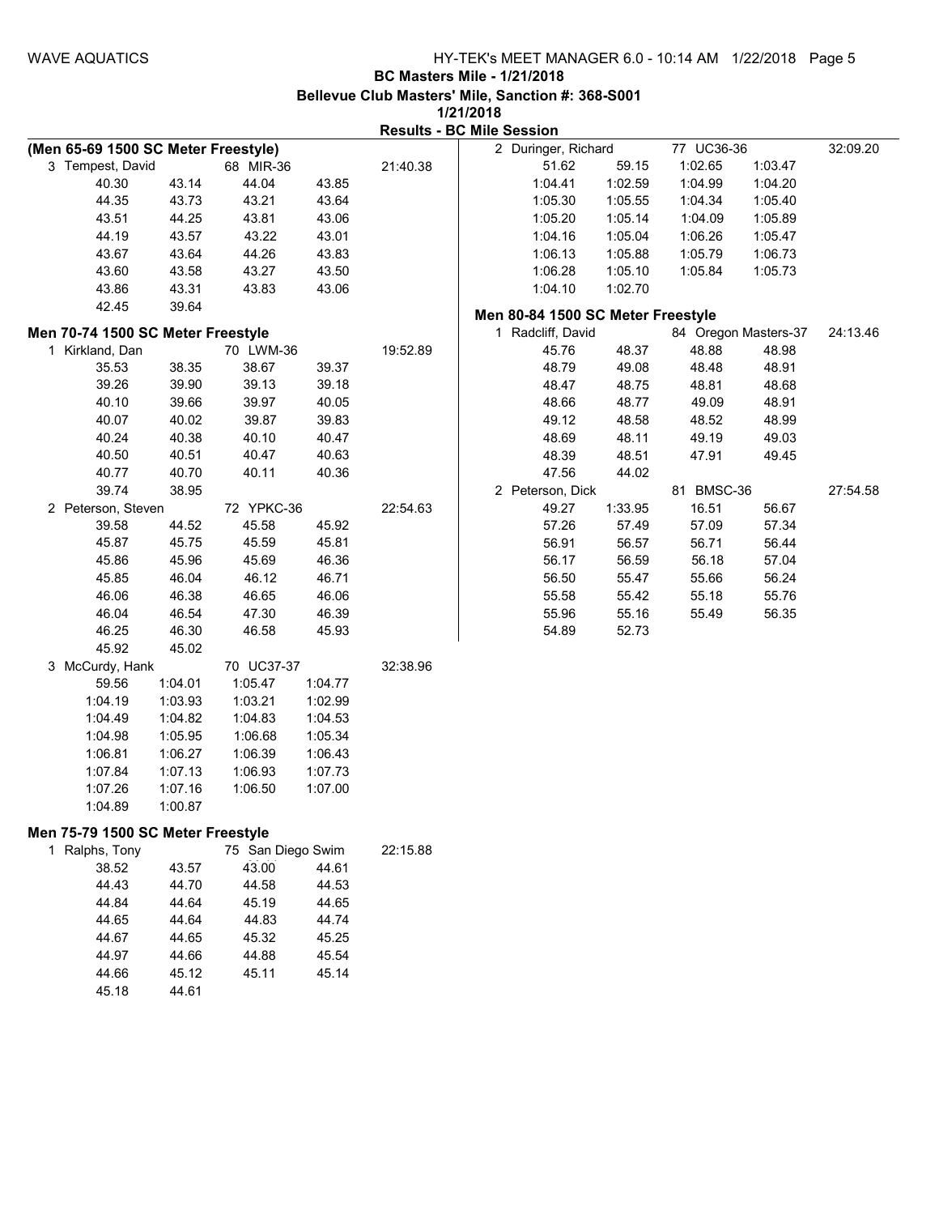BC Masters Mile - 1/21/2018

Bellevue Club Masters' Mile, Sanction #: 368-S001

1/21/2018

**Results - BC Mile Session**

### (Men 65-69 1500 SC Meter Freestyle)

3 Tempest, David — 68 MIR-36 — 21:40.38

| | | | |
|---|---|---|---|
| 40.30 | 43.14 | 44.04 | 43.85 |
| 44.35 | 43.73 | 43.21 | 43.64 |
| 43.51 | 44.25 | 43.81 | 43.06 |
| 44.19 | 43.57 | 43.22 | 43.01 |
| 43.67 | 43.64 | 44.26 | 43.83 |
| 43.60 | 43.58 | 43.27 | 43.50 |
| 43.86 | 43.31 | 43.83 | 43.06 |
| 42.45 | 39.64 | | |

### Men 70-74 1500 SC Meter Freestyle

1 Kirkland, Dan — 70 LWM-36 — 19:52.89

| | | | |
|---|---|---|---|
| 35.53 | 38.35 | 38.67 | 39.37 |
| 39.26 | 39.90 | 39.13 | 39.18 |
| 40.10 | 39.66 | 39.97 | 40.05 |
| 40.07 | 40.02 | 39.87 | 39.83 |
| 40.24 | 40.38 | 40.10 | 40.47 |
| 40.50 | 40.51 | 40.47 | 40.63 |
| 40.77 | 40.70 | 40.11 | 40.36 |
| 39.74 | 38.95 | | |

2 Peterson, Steven — 72 YPKC-36 — 22:54.63

| | | | |
|---|---|---|---|
| 39.58 | 44.52 | 45.58 | 45.92 |
| 45.87 | 45.75 | 45.59 | 45.81 |
| 45.86 | 45.96 | 45.69 | 46.36 |
| 45.85 | 46.04 | 46.12 | 46.71 |
| 46.06 | 46.38 | 46.65 | 46.06 |
| 46.04 | 46.54 | 47.30 | 46.39 |
| 46.25 | 46.30 | 46.58 | 45.93 |
| 45.92 | 45.02 | | |

3 McCurdy, Hank — 70 UC37-37 — 32:38.96

| | | | |
|---|---|---|---|
| 59.56 | 1:04.01 | 1:05.47 | 1:04.77 |
| 1:04.19 | 1:03.93 | 1:03.21 | 1:02.99 |
| 1:04.49 | 1:04.82 | 1:04.83 | 1:04.53 |
| 1:04.98 | 1:05.95 | 1:06.68 | 1:05.34 |
| 1:06.81 | 1:06.27 | 1:06.39 | 1:06.43 |
| 1:07.84 | 1:07.13 | 1:06.93 | 1:07.73 |
| 1:07.26 | 1:07.16 | 1:06.50 | 1:07.00 |
| 1:04.89 | 1:00.87 | | |

### Men 75-79 1500 SC Meter Freestyle

1 Ralphs, Tony — 75 San Diego Swim — 22:15.88

| | | | |
|---|---|---|---|
| 38.52 | 43.57 | 43.00 | 44.61 |
| 44.43 | 44.70 | 44.58 | 44.53 |
| 44.84 | 44.64 | 45.19 | 44.65 |
| 44.65 | 44.64 | 44.83 | 44.74 |
| 44.67 | 44.65 | 45.32 | 45.25 |
| 44.97 | 44.66 | 44.88 | 45.54 |
| 44.66 | 45.12 | 45.11 | 45.14 |
| 45.18 | 44.61 | | |

2 Duringer, Richard — 77 UC36-36 — 32:09.20

| | | | |
|---|---|---|---|
| 51.62 | 59.15 | 1:02.65 | 1:03.47 |
| 1:04.41 | 1:02.59 | 1:04.99 | 1:04.20 |
| 1:05.30 | 1:05.55 | 1:04.34 | 1:05.40 |
| 1:05.20 | 1:05.14 | 1:04.09 | 1:05.89 |
| 1:04.16 | 1:05.04 | 1:06.26 | 1:05.47 |
| 1:06.13 | 1:05.88 | 1:05.79 | 1:06.73 |
| 1:06.28 | 1:05.10 | 1:05.84 | 1:05.73 |
| 1:04.10 | 1:02.70 | | |

### Men 80-84 1500 SC Meter Freestyle

1 Radcliff, David — 84 Oregon Masters-37 — 24:13.46

| | | | |
|---|---|---|---|
| 45.76 | 48.37 | 48.88 | 48.98 |
| 48.79 | 49.08 | 48.48 | 48.91 |
| 48.47 | 48.75 | 48.81 | 48.68 |
| 48.66 | 48.77 | 49.09 | 48.91 |
| 49.12 | 48.58 | 48.52 | 48.99 |
| 48.69 | 48.11 | 49.19 | 49.03 |
| 48.39 | 48.51 | 47.91 | 49.45 |
| 47.56 | 44.02 | | |

2 Peterson, Dick — 81 BMSC-36 — 27:54.58

| | | | |
|---|---|---|---|
| 49.27 | 1:33.95 | 16.51 | 56.67 |
| 57.26 | 57.49 | 57.09 | 57.34 |
| 56.91 | 56.57 | 56.71 | 56.44 |
| 56.17 | 56.59 | 56.18 | 57.04 |
| 56.50 | 55.47 | 55.66 | 56.24 |
| 55.58 | 55.42 | 55.18 | 55.76 |
| 55.96 | 55.16 | 55.49 | 56.35 |
| 54.89 | 52.73 | | |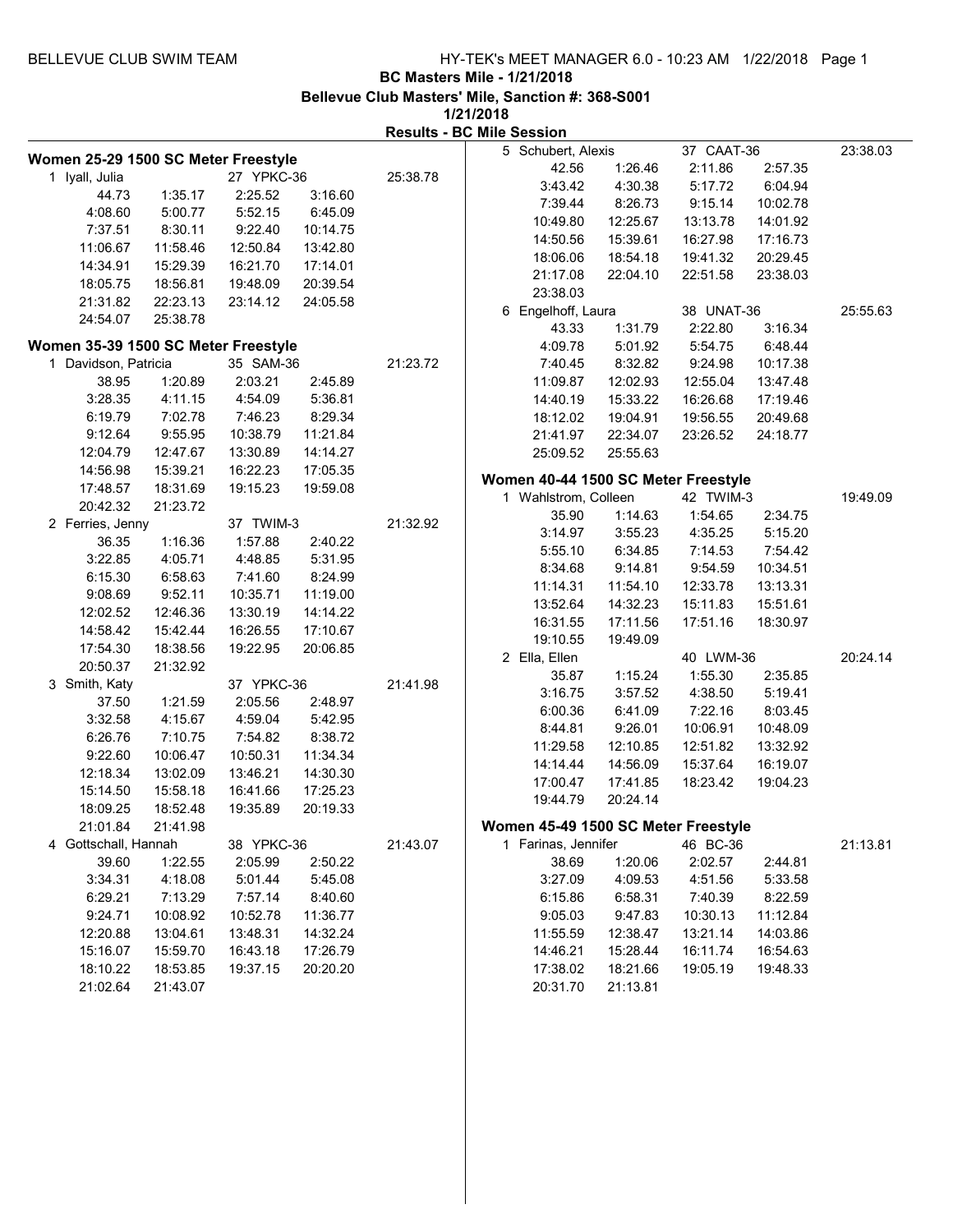BC Masters Mile - 1/21/2018

Bellevue Club Masters' Mile, Sanction #: 368-S001

1/21/2018

**Results - BC Mile Session**

### Women 25-29 1500 SC Meter Freestyle

1 Iyall, Julia — 27 YPKC-36 — 25:38.78

| | | | |
|---|---|---|---|
| 44.73 | 1:35.17 | 2:25.52 | 3:16.60 |
| 4:08.60 | 5:00.77 | 5:52.15 | 6:45.09 |
| 7:37.51 | 8:30.11 | 9:22.40 | 10:14.75 |
| 11:06.67 | 11:58.46 | 12:50.84 | 13:42.80 |
| 14:34.91 | 15:29.39 | 16:21.70 | 17:14.01 |
| 18:05.75 | 18:56.81 | 19:48.09 | 20:39.54 |
| 21:31.82 | 22:23.13 | 23:14.12 | 24:05.58 |
| 24:54.07 | 25:38.78 | | |

### Women 35-39 1500 SC Meter Freestyle

1 Davidson, Patricia — 35 SAM-36 — 21:23.72

| | | | |
|---|---|---|---|
| 38.95 | 1:20.89 | 2:03.21 | 2:45.89 |
| 3:28.35 | 4:11.15 | 4:54.09 | 5:36.81 |
| 6:19.79 | 7:02.78 | 7:46.23 | 8:29.34 |
| 9:12.64 | 9:55.95 | 10:38.79 | 11:21.84 |
| 12:04.79 | 12:47.67 | 13:30.89 | 14:14.27 |
| 14:56.98 | 15:39.21 | 16:22.23 | 17:05.35 |
| 17:48.57 | 18:31.69 | 19:15.23 | 19:59.08 |
| 20:42.32 | 21:23.72 | | |

2 Ferries, Jenny — 37 TWIM-3 — 21:32.92

| | | | |
|---|---|---|---|
| 36.35 | 1:16.36 | 1:57.88 | 2:40.22 |
| 3:22.85 | 4:05.71 | 4:48.85 | 5:31.95 |
| 6:15.30 | 6:58.63 | 7:41.60 | 8:24.99 |
| 9:08.69 | 9:52.11 | 10:35.71 | 11:19.00 |
| 12:02.52 | 12:46.36 | 13:30.19 | 14:14.22 |
| 14:58.42 | 15:42.44 | 16:26.55 | 17:10.67 |
| 17:54.30 | 18:38.56 | 19:22.95 | 20:06.85 |
| 20:50.37 | 21:32.92 | | |

3 Smith, Katy — 37 YPKC-36 — 21:41.98

| | | | |
|---|---|---|---|
| 37.50 | 1:21.59 | 2:05.56 | 2:48.97 |
| 3:32.58 | 4:15.67 | 4:59.04 | 5:42.95 |
| 6:26.76 | 7:10.75 | 7:54.82 | 8:38.72 |
| 9:22.60 | 10:06.47 | 10:50.31 | 11:34.34 |
| 12:18.34 | 13:02.09 | 13:46.21 | 14:30.30 |
| 15:14.50 | 15:58.18 | 16:41.66 | 17:25.23 |
| 18:09.25 | 18:52.48 | 19:35.89 | 20:19.33 |
| 21:01.84 | 21:41.98 | | |

4 Gottschall, Hannah — 38 YPKC-36 — 21:43.07

| | | | |
|---|---|---|---|
| 39.60 | 1:22.55 | 2:05.99 | 2:50.22 |
| 3:34.31 | 4:18.08 | 5:01.44 | 5:45.08 |
| 6:29.21 | 7:13.29 | 7:57.14 | 8:40.60 |
| 9:24.71 | 10:08.92 | 10:52.78 | 11:36.77 |
| 12:20.88 | 13:04.61 | 13:48.31 | 14:32.24 |
| 15:16.07 | 15:59.70 | 16:43.18 | 17:26.79 |
| 18:10.22 | 18:53.85 | 19:37.15 | 20:20.20 |
| 21:02.64 | 21:43.07 | | |

5 Schubert, Alexis — 37 CAAT-36 — 23:38.03

| | | | |
|---|---|---|---|
| 42.56 | 1:26.46 | 2:11.86 | 2:57.35 |
| 3:43.42 | 4:30.38 | 5:17.72 | 6:04.94 |
| 7:39.44 | 8:26.73 | 9:15.14 | 10:02.78 |
| 10:49.80 | 12:25.67 | 13:13.78 | 14:01.92 |
| 14:50.56 | 15:39.61 | 16:27.98 | 17:16.73 |
| 18:06.06 | 18:54.18 | 19:41.32 | 20:29.45 |
| 21:17.08 | 22:04.10 | 22:51.58 | 23:38.03 |
| 23:38.03 | | | |

6 Engelhoff, Laura — 38 UNAT-36 — 25:55.63

| | | | |
|---|---|---|---|
| 43.33 | 1:31.79 | 2:22.80 | 3:16.34 |
| 4:09.78 | 5:01.92 | 5:54.75 | 6:48.44 |
| 7:40.45 | 8:32.82 | 9:24.98 | 10:17.38 |
| 11:09.87 | 12:02.93 | 12:55.04 | 13:47.48 |
| 14:40.19 | 15:33.22 | 16:26.68 | 17:19.46 |
| 18:12.02 | 19:04.91 | 19:56.55 | 20:49.68 |
| 21:41.97 | 22:34.07 | 23:26.52 | 24:18.77 |
| 25:09.52 | 25:55.63 | | |

### Women 40-44 1500 SC Meter Freestyle

1 Wahlstrom, Colleen — 42 TWIM-3 — 19:49.09

| | | | |
|---|---|---|---|
| 35.90 | 1:14.63 | 1:54.65 | 2:34.75 |
| 3:14.97 | 3:55.23 | 4:35.25 | 5:15.20 |
| 5:55.10 | 6:34.85 | 7:14.53 | 7:54.42 |
| 8:34.68 | 9:14.81 | 9:54.59 | 10:34.51 |
| 11:14.31 | 11:54.10 | 12:33.78 | 13:13.31 |
| 13:52.64 | 14:32.23 | 15:11.83 | 15:51.61 |
| 16:31.55 | 17:11.56 | 17:51.16 | 18:30.97 |
| 19:10.55 | 19:49.09 | | |

2 Ella, Ellen — 40 LWM-36 — 20:24.14

| | | | |
|---|---|---|---|
| 35.87 | 1:15.24 | 1:55.30 | 2:35.85 |
| 3:16.75 | 3:57.52 | 4:38.50 | 5:19.41 |
| 6:00.36 | 6:41.09 | 7:22.16 | 8:03.45 |
| 8:44.81 | 9:26.01 | 10:06.91 | 10:48.09 |
| 11:29.58 | 12:10.85 | 12:51.82 | 13:32.92 |
| 14:14.44 | 14:56.09 | 15:37.64 | 16:19.07 |
| 17:00.47 | 17:41.85 | 18:23.42 | 19:04.23 |
| 19:44.79 | 20:24.14 | | |

### Women 45-49 1500 SC Meter Freestyle

1 Farinas, Jennifer — 46 BC-36 — 21:13.81

| | | | |
|---|---|---|---|
| 38.69 | 1:20.06 | 2:02.57 | 2:44.81 |
| 3:27.09 | 4:09.53 | 4:51.56 | 5:33.58 |
| 6:15.86 | 6:58.31 | 7:40.39 | 8:22.59 |
| 9:05.03 | 9:47.83 | 10:30.13 | 11:12.84 |
| 11:55.59 | 12:38.47 | 13:21.14 | 14:03.86 |
| 14:46.21 | 15:28.44 | 16:11.74 | 16:54.63 |
| 17:38.02 | 18:21.66 | 19:05.19 | 19:48.33 |
| 20:31.70 | 21:13.81 | | |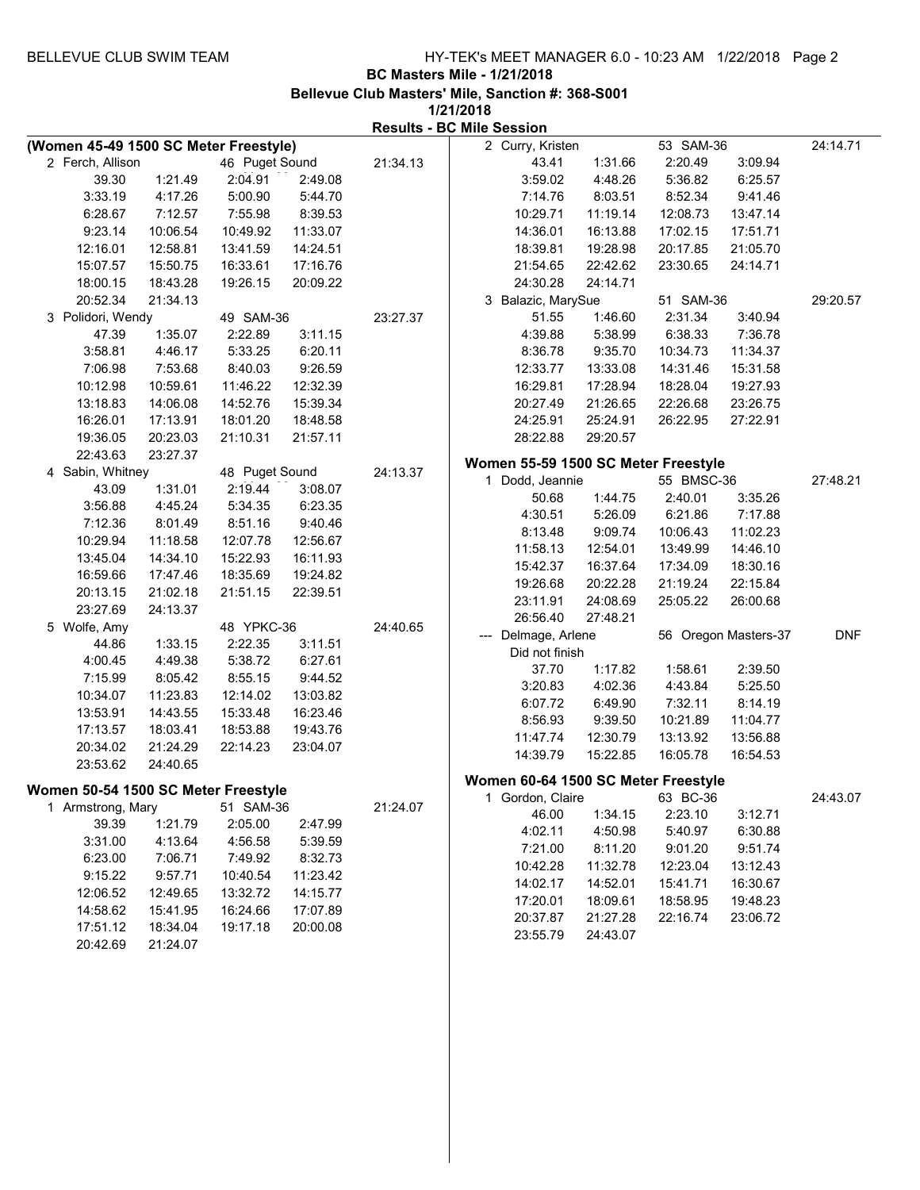## BC Masters Mile - 1/21/2018

**Bellevue Club Masters' Mile, Sanction #: 368-S001**

**1/21/2018**

**Results - BC Mile Session**

### (Women 45-49 1500 SC Meter Freestyle)

2 Ferch, Allison 46 Puget Sound 21:34.13

| | | | |
|---|---|---|---|
| 39.30 | 1:21.49 | 2:04.91 | 2:49.08 |
| 3:33.19 | 4:17.26 | 5:00.90 | 5:44.70 |
| 6:28.67 | 7:12.57 | 7:55.98 | 8:39.53 |
| 9:23.14 | 10:06.54 | 10:49.92 | 11:33.07 |
| 12:16.01 | 12:58.81 | 13:41.59 | 14:24.51 |
| 15:07.57 | 15:50.75 | 16:33.61 | 17:16.76 |
| 18:00.15 | 18:43.28 | 19:26.15 | 20:09.22 |
| 20:52.34 | 21:34.13 | | |

3 Polidori, Wendy 49 SAM-36 23:27.37

| | | | |
|---|---|---|---|
| 47.39 | 1:35.07 | 2:22.89 | 3:11.15 |
| 3:58.81 | 4:46.17 | 5:33.25 | 6:20.11 |
| 7:06.98 | 7:53.68 | 8:40.03 | 9:26.59 |
| 10:12.98 | 10:59.61 | 11:46.22 | 12:32.39 |
| 13:18.83 | 14:06.08 | 14:52.76 | 15:39.34 |
| 16:26.01 | 17:13.91 | 18:01.20 | 18:48.58 |
| 19:36.05 | 20:23.03 | 21:10.31 | 21:57.11 |
| 22:43.63 | 23:27.37 | | |

4 Sabin, Whitney 48 Puget Sound 24:13.37

| | | | |
|---|---|---|---|
| 43.09 | 1:31.01 | 2:19.44 | 3:08.07 |
| 3:56.88 | 4:45.24 | 5:34.35 | 6:23.35 |
| 7:12.36 | 8:01.49 | 8:51.16 | 9:40.46 |
| 10:29.94 | 11:18.58 | 12:07.78 | 12:56.67 |
| 13:45.04 | 14:34.10 | 15:22.93 | 16:11.93 |
| 16:59.66 | 17:47.46 | 18:35.69 | 19:24.82 |
| 20:13.15 | 21:02.18 | 21:51.15 | 22:39.51 |
| 23:27.69 | 24:13.37 | | |

5 Wolfe, Amy 48 YPKC-36 24:40.65

| | | | |
|---|---|---|---|
| 44.86 | 1:33.15 | 2:22.35 | 3:11.51 |
| 4:00.45 | 4:49.38 | 5:38.72 | 6:27.61 |
| 7:15.99 | 8:05.42 | 8:55.15 | 9:44.52 |
| 10:34.07 | 11:23.83 | 12:14.02 | 13:03.82 |
| 13:53.91 | 14:43.55 | 15:33.48 | 16:23.46 |
| 17:13.57 | 18:03.41 | 18:53.88 | 19:43.76 |
| 20:34.02 | 21:24.29 | 22:14.23 | 23:04.07 |
| 23:53.62 | 24:40.65 | | |

### Women 50-54 1500 SC Meter Freestyle

1 Armstrong, Mary 51 SAM-36 21:24.07

| | | | |
|---|---|---|---|
| 39.39 | 1:21.79 | 2:05.00 | 2:47.99 |
| 3:31.00 | 4:13.64 | 4:56.58 | 5:39.59 |
| 6:23.00 | 7:06.71 | 7:49.92 | 8:32.73 |
| 9:15.22 | 9:57.71 | 10:40.54 | 11:23.42 |
| 12:06.52 | 12:49.65 | 13:32.72 | 14:15.77 |
| 14:58.62 | 15:41.95 | 16:24.66 | 17:07.89 |
| 17:51.12 | 18:34.04 | 19:17.18 | 20:00.08 |
| 20:42.69 | 21:24.07 | | |

2 Curry, Kristen 53 SAM-36 24:14.71

| | | | |
|---|---|---|---|
| 43.41 | 1:31.66 | 2:20.49 | 3:09.94 |
| 3:59.02 | 4:48.26 | 5:36.82 | 6:25.57 |
| 7:14.76 | 8:03.51 | 8:52.34 | 9:41.46 |
| 10:29.71 | 11:19.14 | 12:08.73 | 13:47.14 |
| 14:36.01 | 16:13.88 | 17:02.15 | 17:51.71 |
| 18:39.81 | 19:28.98 | 20:17.85 | 21:05.70 |
| 21:54.65 | 22:42.62 | 23:30.65 | 24:14.71 |
| 24:30.28 | 24:14.71 | | |

3 Balazic, MarySue 51 SAM-36 29:20.57

| | | | |
|---|---|---|---|
| 51.55 | 1:46.60 | 2:31.34 | 3:40.94 |
| 4:39.88 | 5:38.99 | 6:38.33 | 7:36.78 |
| 8:36.78 | 9:35.70 | 10:34.73 | 11:34.37 |
| 12:33.77 | 13:33.08 | 14:31.46 | 15:31.58 |
| 16:29.81 | 17:28.94 | 18:28.04 | 19:27.93 |
| 20:27.49 | 21:26.65 | 22:26.68 | 23:26.75 |
| 24:25.91 | 25:24.91 | 26:22.95 | 27:22.91 |
| 28:22.88 | 29:20.57 | | |

### Women 55-59 1500 SC Meter Freestyle

1 Dodd, Jeannie 55 BMSC-36 27:48.21

| | | | |
|---|---|---|---|
| 50.68 | 1:44.75 | 2:40.01 | 3:35.26 |
| 4:30.51 | 5:26.09 | 6:21.86 | 7:17.88 |
| 8:13.48 | 9:09.74 | 10:06.43 | 11:02.23 |
| 11:58.13 | 12:54.01 | 13:49.99 | 14:46.10 |
| 15:42.37 | 16:37.64 | 17:34.09 | 18:30.16 |
| 19:26.68 | 20:22.28 | 21:19.24 | 22:15.84 |
| 23:11.91 | 24:08.69 | 25:05.22 | 26:00.68 |
| 26:56.40 | 27:48.21 | | |

--- Delmage, Arlene 56 Oregon Masters-37 DNF

Did not finish

| | | | |
|---|---|---|---|
| 37.70 | 1:17.82 | 1:58.61 | 2:39.50 |
| 3:20.83 | 4:02.36 | 4:43.84 | 5:25.50 |
| 6:07.72 | 6:49.90 | 7:32.11 | 8:14.19 |
| 8:56.93 | 9:39.50 | 10:21.89 | 11:04.77 |
| 11:47.74 | 12:30.79 | 13:13.92 | 13:56.88 |
| 14:39.79 | 15:22.85 | 16:05.78 | 16:54.53 |

### Women 60-64 1500 SC Meter Freestyle

1 Gordon, Claire 63 BC-36 24:43.07

| | | | |
|---|---|---|---|
| 46.00 | 1:34.15 | 2:23.10 | 3:12.71 |
| 4:02.11 | 4:50.98 | 5:40.97 | 6:30.88 |
| 7:21.00 | 8:11.20 | 9:01.20 | 9:51.74 |
| 10:42.28 | 11:32.78 | 12:23.04 | 13:12.43 |
| 14:02.17 | 14:52.01 | 15:41.71 | 16:30.67 |
| 17:20.01 | 18:09.61 | 18:58.95 | 19:48.23 |
| 20:37.87 | 21:27.28 | 22:16.74 | 23:06.72 |
| 23:55.79 | 24:43.07 | | |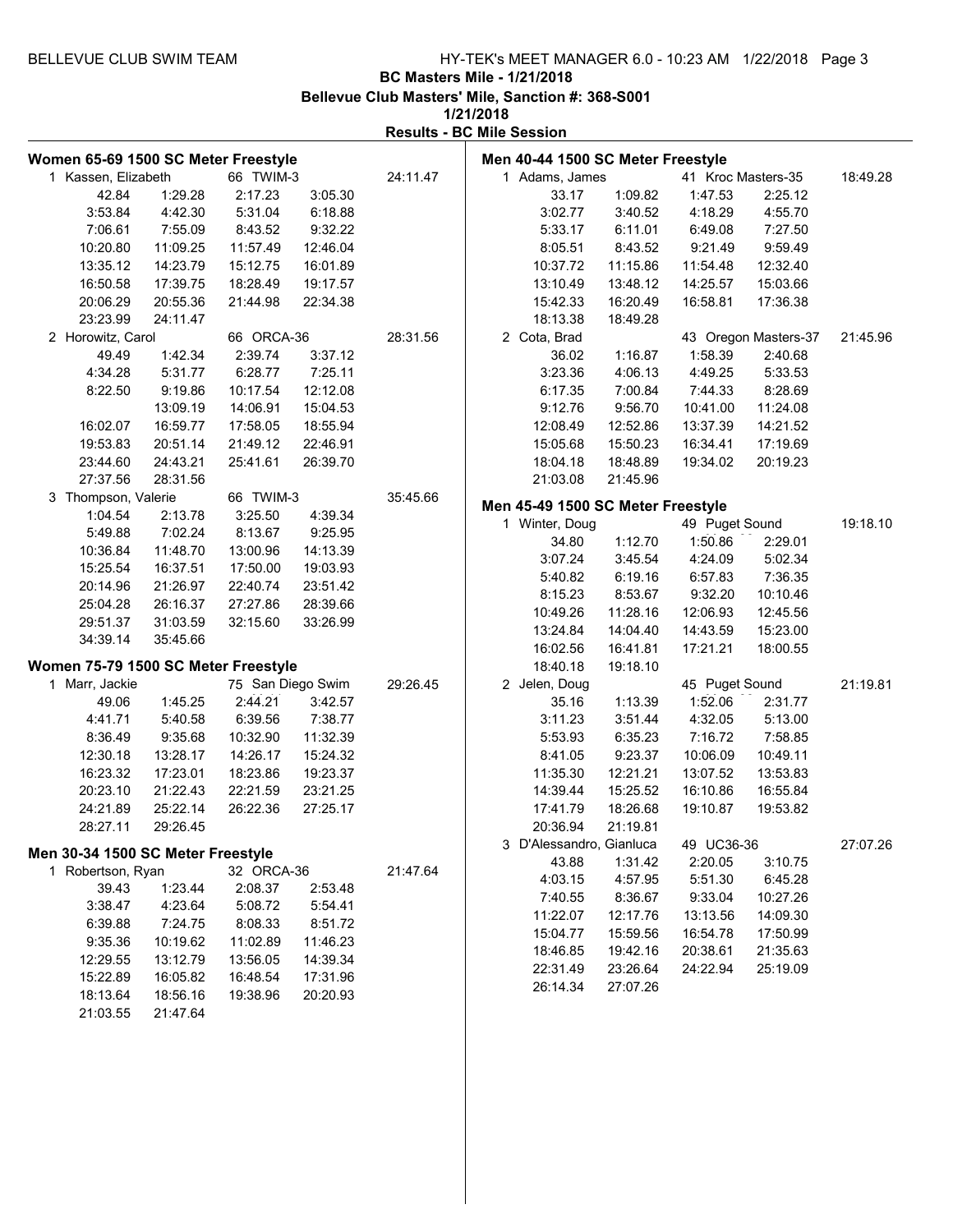BC Masters Mile - 1/21/2018

Bellevue Club Masters' Mile, Sanction #: 368-S001

1/21/2018

Results - BC Mile Session

### Women 65-69 1500 SC Meter Freestyle

1 Kassen, Elizabeth — 66 TWIM-3 — 24:11.47

| | | | |
|---|---|---|---|
| 42.84 | 1:29.28 | 2:17.23 | 3:05.30 |
| 3:53.84 | 4:42.30 | 5:31.04 | 6:18.88 |
| 7:06.61 | 7:55.09 | 8:43.52 | 9:32.22 |
| 10:20.80 | 11:09.25 | 11:57.49 | 12:46.04 |
| 13:35.12 | 14:23.79 | 15:12.75 | 16:01.89 |
| 16:50.58 | 17:39.75 | 18:28.49 | 19:17.57 |
| 20:06.29 | 20:55.36 | 21:44.98 | 22:34.38 |
| 23:23.99 | 24:11.47 | | |

2 Horowitz, Carol — 66 ORCA-36 — 28:31.56

| | | | |
|---|---|---|---|
| 49.49 | 1:42.34 | 2:39.74 | 3:37.12 |
| 4:34.28 | 5:31.77 | 6:28.77 | 7:25.11 |
| 8:22.50 | 9:19.86 | 10:17.54 | 12:12.08 |
| | 13:09.19 | 14:06.91 | 15:04.53 |
| 16:02.07 | 16:59.77 | 17:58.05 | 18:55.94 |
| 19:53.83 | 20:51.14 | 21:49.12 | 22:46.91 |
| 23:44.60 | 24:43.21 | 25:41.61 | 26:39.70 |
| 27:37.56 | 28:31.56 | | |

3 Thompson, Valerie — 66 TWIM-3 — 35:45.66

| | | | |
|---|---|---|---|
| 1:04.54 | 2:13.78 | 3:25.50 | 4:39.34 |
| 5:49.88 | 7:02.24 | 8:13.67 | 9:25.95 |
| 10:36.84 | 11:48.70 | 13:00.96 | 14:13.39 |
| 15:25.54 | 16:37.51 | 17:50.00 | 19:03.93 |
| 20:14.96 | 21:26.97 | 22:40.74 | 23:51.42 |
| 25:04.28 | 26:16.37 | 27:27.86 | 28:39.66 |
| 29:51.37 | 31:03.59 | 32:15.60 | 33:26.99 |
| 34:39.14 | 35:45.66 | | |

### Women 75-79 1500 SC Meter Freestyle

1 Marr, Jackie — 75 San Diego Swim — 29:26.45

| | | | |
|---|---|---|---|
| 49.06 | 1:45.25 | 2:44.21 | 3:42.57 |
| 4:41.71 | 5:40.58 | 6:39.56 | 7:38.77 |
| 8:36.49 | 9:35.68 | 10:32.90 | 11:32.39 |
| 12:30.18 | 13:28.17 | 14:26.17 | 15:24.32 |
| 16:23.32 | 17:23.01 | 18:23.86 | 19:23.37 |
| 20:23.10 | 21:22.43 | 22:21.59 | 23:21.25 |
| 24:21.89 | 25:22.14 | 26:22.36 | 27:25.17 |
| 28:27.11 | 29:26.45 | | |

### Men 30-34 1500 SC Meter Freestyle

1 Robertson, Ryan — 32 ORCA-36 — 21:47.64

| | | | |
|---|---|---|---|
| 39.43 | 1:23.44 | 2:08.37 | 2:53.48 |
| 3:38.47 | 4:23.64 | 5:08.72 | 5:54.41 |
| 6:39.88 | 7:24.75 | 8:08.33 | 8:51.72 |
| 9:35.36 | 10:19.62 | 11:02.89 | 11:46.23 |
| 12:29.55 | 13:12.79 | 13:56.05 | 14:39.34 |
| 15:22.89 | 16:05.82 | 16:48.54 | 17:31.96 |
| 18:13.64 | 18:56.16 | 19:38.96 | 20:20.93 |
| 21:03.55 | 21:47.64 | | |

### Men 40-44 1500 SC Meter Freestyle

1 Adams, James — 41 Kroc Masters-35 — 18:49.28

| | | | |
|---|---|---|---|
| 33.17 | 1:09.82 | 1:47.53 | 2:25.12 |
| 3:02.77 | 3:40.52 | 4:18.29 | 4:55.70 |
| 5:33.17 | 6:11.01 | 6:49.08 | 7:27.50 |
| 8:05.51 | 8:43.52 | 9:21.49 | 9:59.49 |
| 10:37.72 | 11:15.86 | 11:54.48 | 12:32.40 |
| 13:10.49 | 13:48.12 | 14:25.57 | 15:03.66 |
| 15:42.33 | 16:20.49 | 16:58.81 | 17:36.38 |
| 18:13.38 | 18:49.28 | | |

2 Cota, Brad — 43 Oregon Masters-37 — 21:45.96

| | | | |
|---|---|---|---|
| 36.02 | 1:16.87 | 1:58.39 | 2:40.68 |
| 3:23.36 | 4:06.13 | 4:49.25 | 5:33.53 |
| 6:17.35 | 7:00.84 | 7:44.33 | 8:28.69 |
| 9:12.76 | 9:56.70 | 10:41.00 | 11:24.08 |
| 12:08.49 | 12:52.86 | 13:37.39 | 14:21.52 |
| 15:05.68 | 15:50.23 | 16:34.41 | 17:19.69 |
| 18:04.18 | 18:48.89 | 19:34.02 | 20:19.23 |
| 21:03.08 | 21:45.96 | | |

### Men 45-49 1500 SC Meter Freestyle

1 Winter, Doug — 49 Puget Sound — 19:18.10

| | | | |
|---|---|---|---|
| 34.80 | 1:12.70 | 1:50.86 | 2:29.01 |
| 3:07.24 | 3:45.54 | 4:24.09 | 5:02.34 |
| 5:40.82 | 6:19.16 | 6:57.83 | 7:36.35 |
| 8:15.23 | 8:53.67 | 9:32.20 | 10:10.46 |
| 10:49.26 | 11:28.16 | 12:06.93 | 12:45.56 |
| 13:24.84 | 14:04.40 | 14:43.59 | 15:23.00 |
| 16:02.56 | 16:41.81 | 17:21.21 | 18:00.55 |
| 18:40.18 | 19:18.10 | | |

2 Jelen, Doug — 45 Puget Sound — 21:19.81

| | | | |
|---|---|---|---|
| 35.16 | 1:13.39 | 1:52.06 | 2:31.77 |
| 3:11.23 | 3:51.44 | 4:32.05 | 5:13.00 |
| 5:53.93 | 6:35.23 | 7:16.72 | 7:58.85 |
| 8:41.05 | 9:23.37 | 10:06.09 | 10:49.11 |
| 11:35.30 | 12:21.21 | 13:07.52 | 13:53.83 |
| 14:39.44 | 15:25.52 | 16:10.86 | 16:55.84 |
| 17:41.79 | 18:26.68 | 19:10.87 | 19:53.82 |
| 20:36.94 | 21:19.81 | | |

3 D'Alessandro, Gianluca — 49 UC36-36 — 27:07.26

| | | | |
|---|---|---|---|
| 43.88 | 1:31.42 | 2:20.05 | 3:10.75 |
| 4:03.15 | 4:57.95 | 5:51.30 | 6:45.28 |
| 7:40.55 | 8:36.67 | 9:33.04 | 10:27.26 |
| 11:22.07 | 12:17.76 | 13:13.56 | 14:09.30 |
| 15:04.77 | 15:59.56 | 16:54.78 | 17:50.99 |
| 18:46.85 | 19:42.16 | 20:38.61 | 21:35.63 |
| 22:31.49 | 23:26.64 | 24:22.94 | 25:19.09 |
| 26:14.34 | 27:07.26 | | |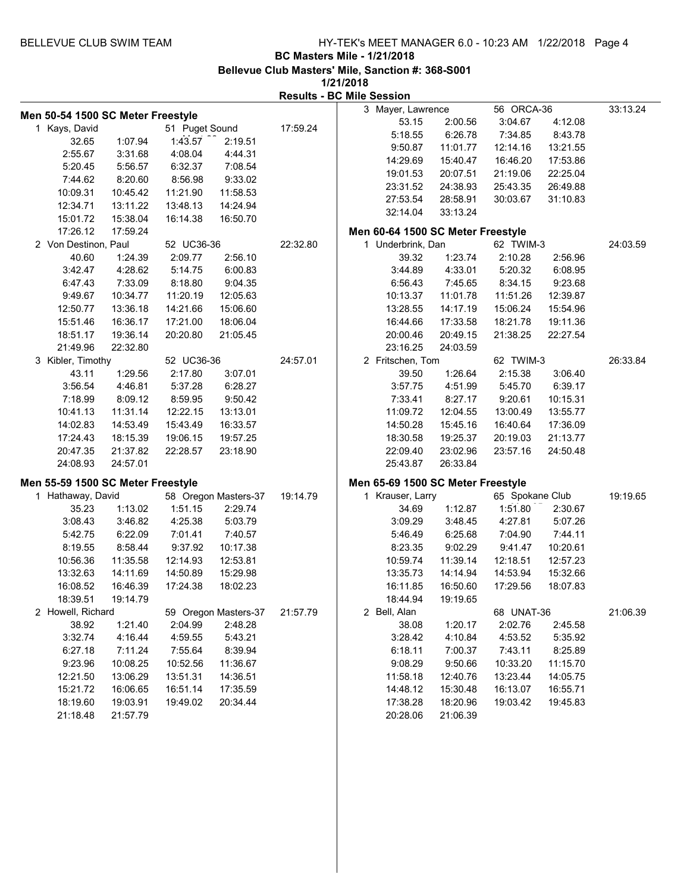BELLEVUE CLUB SWIM TEAM

**BC Masters Mile - 1/21/2018**

**Bellevue Club Masters' Mile, Sanction #: 368-S001**

**1/21/2018**

**Results - BC Mile Session**

### Men 50-54 1500 SC Meter Freestyle

| Place | Name | Age | Team | Finals Time |
|---|---|---|---|---|
| 1 | Kays, David | 51 | Puget Sound | 17:59.24 |

| | | | |
|---|---|---|---|
| 32.65 | 1:07.94 | 1:43.57 | 2:19.51 |
| 2:55.67 | 3:31.68 | 4:08.04 | 4:44.31 |
| 5:20.45 | 5:56.57 | 6:32.37 | 7:08.54 |
| 7:44.62 | 8:20.60 | 8:56.98 | 9:33.02 |
| 10:09.31 | 10:45.42 | 11:21.90 | 11:58.53 |
| 12:34.71 | 13:11.22 | 13:48.13 | 14:24.94 |
| 15:01.72 | 15:38.04 | 16:14.38 | 16:50.70 |
| 17:26.12 | 17:59.24 | | |

| Place | Name | Age | Team | Finals Time |
|---|---|---|---|---|
| 2 | Von Destinon, Paul | 52 | UC36-36 | 22:32.80 |

| | | | |
|---|---|---|---|
| 40.60 | 1:24.39 | 2:09.77 | 2:56.10 |
| 3:42.47 | 4:28.62 | 5:14.75 | 6:00.83 |
| 6:47.43 | 7:33.09 | 8:18.80 | 9:04.35 |
| 9:49.67 | 10:34.77 | 11:20.19 | 12:05.63 |
| 12:50.77 | 13:36.18 | 14:21.66 | 15:06.60 |
| 15:51.46 | 16:36.17 | 17:21.00 | 18:06.04 |
| 18:51.17 | 19:36.14 | 20:20.80 | 21:05.45 |
| 21:49.96 | 22:32.80 | | |

| Place | Name | Age | Team | Finals Time |
|---|---|---|---|---|
| 3 | Kibler, Timothy | 52 | UC36-36 | 24:57.01 |

| | | | |
|---|---|---|---|
| 43.11 | 1:29.56 | 2:17.80 | 3:07.01 |
| 3:56.54 | 4:46.81 | 5:37.28 | 6:28.27 |
| 7:18.99 | 8:09.12 | 8:59.95 | 9:50.42 |
| 10:41.13 | 11:31.14 | 12:22.15 | 13:13.01 |
| 14:02.83 | 14:53.49 | 15:43.49 | 16:33.57 |
| 17:24.43 | 18:15.39 | 19:06.15 | 19:57.25 |
| 20:47.35 | 21:37.82 | 22:28.57 | 23:18.90 |
| 24:08.93 | 24:57.01 | | |

### Men 55-59 1500 SC Meter Freestyle

| Place | Name | Age | Team | Finals Time |
|---|---|---|---|---|
| 1 | Hathaway, David | 58 | Oregon Masters-37 | 19:14.79 |

| | | | |
|---|---|---|---|
| 35.23 | 1:13.02 | 1:51.15 | 2:29.74 |
| 3:08.43 | 3:46.82 | 4:25.38 | 5:03.79 |
| 5:42.75 | 6:22.09 | 7:01.41 | 7:40.57 |
| 8:19.55 | 8:58.44 | 9:37.92 | 10:17.38 |
| 10:56.36 | 11:35.58 | 12:14.93 | 12:53.81 |
| 13:32.63 | 14:11.69 | 14:50.89 | 15:29.98 |
| 16:08.52 | 16:46.39 | 17:24.38 | 18:02.23 |
| 18:39.51 | 19:14.79 | | |

| Place | Name | Age | Team | Finals Time |
|---|---|---|---|---|
| 2 | Howell, Richard | 59 | Oregon Masters-37 | 21:57.79 |

| | | | |
|---|---|---|---|
| 38.92 | 1:21.40 | 2:04.99 | 2:48.28 |
| 3:32.74 | 4:16.44 | 4:59.55 | 5:43.21 |
| 6:27.18 | 7:11.24 | 7:55.64 | 8:39.94 |
| 9:23.96 | 10:08.25 | 10:52.56 | 11:36.67 |
| 12:21.50 | 13:06.29 | 13:51.31 | 14:36.51 |
| 15:21.72 | 16:06.65 | 16:51.14 | 17:35.59 |
| 18:19.60 | 19:03.91 | 19:49.02 | 20:34.44 |
| 21:18.48 | 21:57.79 | | |

| Place | Name | Age | Team | Finals Time |
|---|---|---|---|---|
| 3 | Mayer, Lawrence | 56 | ORCA-36 | 33:13.24 |

| | | | |
|---|---|---|---|
| 53.15 | 2:00.56 | 3:04.67 | 4:12.08 |
| 5:18.55 | 6:26.78 | 7:34.85 | 8:43.78 |
| 9:50.87 | 11:01.77 | 12:14.16 | 13:21.55 |
| 14:29.69 | 15:40.47 | 16:46.20 | 17:53.86 |
| 19:01.53 | 20:07.51 | 21:19.06 | 22:25.04 |
| 23:31.52 | 24:38.93 | 25:43.35 | 26:49.88 |
| 27:53.54 | 28:58.91 | 30:03.67 | 31:10.83 |
| 32:14.04 | 33:13.24 | | |

### Men 60-64 1500 SC Meter Freestyle

| Place | Name | Age | Team | Finals Time |
|---|---|---|---|---|
| 1 | Underbrink, Dan | 62 | TWIM-3 | 24:03.59 |

| | | | |
|---|---|---|---|
| 39.32 | 1:23.74 | 2:10.28 | 2:56.96 |
| 3:44.89 | 4:33.01 | 5:20.32 | 6:08.95 |
| 6:56.43 | 7:45.65 | 8:34.15 | 9:23.68 |
| 10:13.37 | 11:01.78 | 11:51.26 | 12:39.87 |
| 13:28.55 | 14:17.19 | 15:06.24 | 15:54.96 |
| 16:44.66 | 17:33.58 | 18:21.78 | 19:11.36 |
| 20:00.46 | 20:49.15 | 21:38.25 | 22:27.54 |
| 23:16.25 | 24:03.59 | | |

| Place | Name | Age | Team | Finals Time |
|---|---|---|---|---|
| 2 | Fritschen, Tom | 62 | TWIM-3 | 26:33.84 |

| | | | |
|---|---|---|---|
| 39.50 | 1:26.64 | 2:15.38 | 3:06.40 |
| 3:57.75 | 4:51.99 | 5:45.70 | 6:39.17 |
| 7:33.41 | 8:27.17 | 9:20.61 | 10:15.31 |
| 11:09.72 | 12:04.55 | 13:00.49 | 13:55.77 |
| 14:50.28 | 15:45.16 | 16:40.64 | 17:36.09 |
| 18:30.58 | 19:25.37 | 20:19.03 | 21:13.77 |
| 22:09.40 | 23:02.96 | 23:57.16 | 24:50.48 |
| 25:43.87 | 26:33.84 | | |

### Men 65-69 1500 SC Meter Freestyle

| Place | Name | Age | Team | Finals Time |
|---|---|---|---|---|
| 1 | Krauser, Larry | 65 | Spokane Club | 19:19.65 |

| | | | |
|---|---|---|---|
| 34.69 | 1:12.87 | 1:51.80 | 2:30.67 |
| 3:09.29 | 3:48.45 | 4:27.81 | 5:07.26 |
| 5:46.49 | 6:25.68 | 7:04.90 | 7:44.11 |
| 8:23.35 | 9:02.29 | 9:41.47 | 10:20.61 |
| 10:59.74 | 11:39.14 | 12:18.51 | 12:57.23 |
| 13:35.73 | 14:14.94 | 14:53.94 | 15:32.66 |
| 16:11.85 | 16:50.60 | 17:29.56 | 18:07.83 |
| 18:44.94 | 19:19.65 | | |

| Place | Name | Age | Team | Finals Time |
|---|---|---|---|---|
| 2 | Bell, Alan | 68 | UNAT-36 | 21:06.39 |

| | | | |
|---|---|---|---|
| 38.08 | 1:20.17 | 2:02.76 | 2:45.58 |
| 3:28.42 | 4:10.84 | 4:53.52 | 5:35.92 |
| 6:18.11 | 7:00.37 | 7:43.11 | 8:25.89 |
| 9:08.29 | 9:50.66 | 10:33.20 | 11:15.70 |
| 11:58.18 | 12:40.76 | 13:23.44 | 14:05.75 |
| 14:48.12 | 15:30.48 | 16:13.07 | 16:55.71 |
| 17:38.28 | 18:20.96 | 19:03.42 | 19:45.83 |
| 20:28.06 | 21:06.39 | | |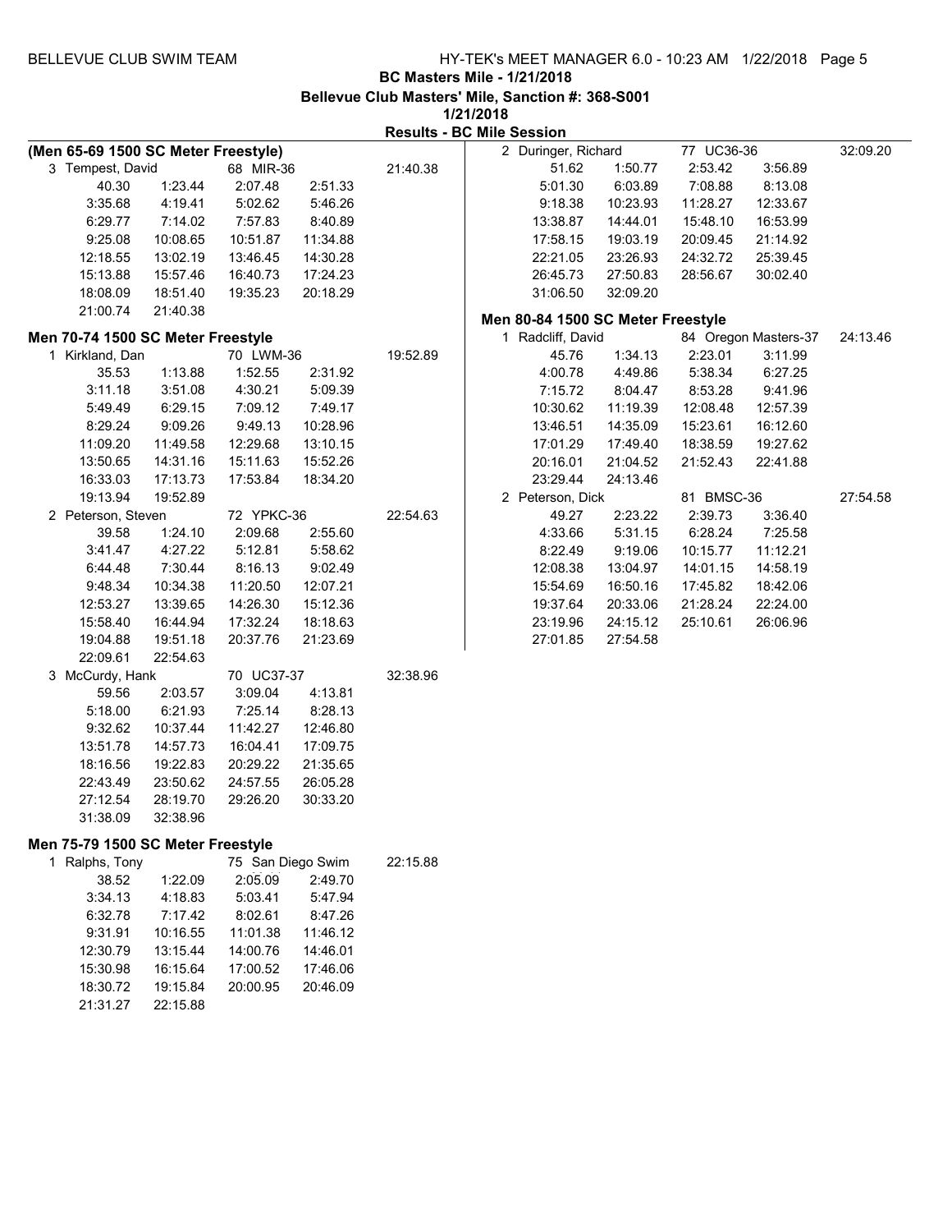BELLEVUE CLUB SWIM TEAM

HY-TEK's MEET MANAGER 6.0 - 10:23 AM 1/22/2018 Page 5

**BC Masters Mile - 1/21/2018**

**Bellevue Club Masters' Mile, Sanction #: 368-S001**

**1/21/2018**

**Results - BC Mile Session**

### (Men 65-69 1500 SC Meter Freestyle)

3 Tempest, David — 68 MIR-36 — 21:40.38

| | | | |
|---|---|---|---|
| 40.30 | 1:23.44 | 2:07.48 | 2:51.33 |
| 3:35.68 | 4:19.41 | 5:02.62 | 5:46.26 |
| 6:29.77 | 7:14.02 | 7:57.83 | 8:40.89 |
| 9:25.08 | 10:08.65 | 10:51.87 | 11:34.88 |
| 12:18.55 | 13:02.19 | 13:46.45 | 14:30.28 |
| 15:13.88 | 15:57.46 | 16:40.73 | 17:24.23 |
| 18:08.09 | 18:51.40 | 19:35.23 | 20:18.29 |
| 21:00.74 | 21:40.38 | | |

### Men 70-74 1500 SC Meter Freestyle

1 Kirkland, Dan — 70 LWM-36 — 19:52.89

| | | | |
|---|---|---|---|
| 35.53 | 1:13.88 | 1:52.55 | 2:31.92 |
| 3:11.18 | 3:51.08 | 4:30.21 | 5:09.39 |
| 5:49.49 | 6:29.15 | 7:09.12 | 7:49.17 |
| 8:29.24 | 9:09.26 | 9:49.13 | 10:28.96 |
| 11:09.20 | 11:49.58 | 12:29.68 | 13:10.15 |
| 13:50.65 | 14:31.16 | 15:11.63 | 15:52.26 |
| 16:33.03 | 17:13.73 | 17:53.84 | 18:34.20 |
| 19:13.94 | 19:52.89 | | |

2 Peterson, Steven — 72 YPKC-36 — 22:54.63

| | | | |
|---|---|---|---|
| 39.58 | 1:24.10 | 2:09.68 | 2:55.60 |
| 3:41.47 | 4:27.22 | 5:12.81 | 5:58.62 |
| 6:44.48 | 7:30.44 | 8:16.13 | 9:02.49 |
| 9:48.34 | 10:34.38 | 11:20.50 | 12:07.21 |
| 12:53.27 | 13:39.65 | 14:26.30 | 15:12.36 |
| 15:58.40 | 16:44.94 | 17:32.24 | 18:18.63 |
| 19:04.88 | 19:51.18 | 20:37.76 | 21:23.69 |
| 22:09.61 | 22:54.63 | | |

3 McCurdy, Hank — 70 UC37-37 — 32:38.96

| | | | |
|---|---|---|---|
| 59.56 | 2:03.57 | 3:09.04 | 4:13.81 |
| 5:18.00 | 6:21.93 | 7:25.14 | 8:28.13 |
| 9:32.62 | 10:37.44 | 11:42.27 | 12:46.80 |
| 13:51.78 | 14:57.73 | 16:04.41 | 17:09.75 |
| 18:16.56 | 19:22.83 | 20:29.22 | 21:35.65 |
| 22:43.49 | 23:50.62 | 24:57.55 | 26:05.28 |
| 27:12.54 | 28:19.70 | 29:26.20 | 30:33.20 |
| 31:38.09 | 32:38.96 | | |

### Men 75-79 1500 SC Meter Freestyle

1 Ralphs, Tony — 75 San Diego Swim — 22:15.88

| | | | |
|---|---|---|---|
| 38.52 | 1:22.09 | 2:05.09 | 2:49.70 |
| 3:34.13 | 4:18.83 | 5:03.41 | 5:47.94 |
| 6:32.78 | 7:17.42 | 8:02.61 | 8:47.26 |
| 9:31.91 | 10:16.55 | 11:01.38 | 11:46.12 |
| 12:30.79 | 13:15.44 | 14:00.76 | 14:46.01 |
| 15:30.98 | 16:15.64 | 17:00.52 | 17:46.06 |
| 18:30.72 | 19:15.84 | 20:00.95 | 20:46.09 |
| 21:31.27 | 22:15.88 | | |

2 Duringer, Richard — 77 UC36-36 — 32:09.20

| | | | |
|---|---|---|---|
| 51.62 | 1:50.77 | 2:53.42 | 3:56.89 |
| 5:01.30 | 6:03.89 | 7:08.88 | 8:13.08 |
| 9:18.38 | 10:23.93 | 11:28.27 | 12:33.67 |
| 13:38.87 | 14:44.01 | 15:48.10 | 16:53.99 |
| 17:58.15 | 19:03.19 | 20:09.45 | 21:14.92 |
| 22:21.05 | 23:26.93 | 24:32.72 | 25:39.45 |
| 26:45.73 | 27:50.83 | 28:56.67 | 30:02.40 |
| 31:06.50 | 32:09.20 | | |

### Men 80-84 1500 SC Meter Freestyle

1 Radcliff, David — 84 Oregon Masters-37 — 24:13.46

| | | | |
|---|---|---|---|
| 45.76 | 1:34.13 | 2:23.01 | 3:11.99 |
| 4:00.78 | 4:49.86 | 5:38.34 | 6:27.25 |
| 7:15.72 | 8:04.47 | 8:53.28 | 9:41.96 |
| 10:30.62 | 11:19.39 | 12:08.48 | 12:57.39 |
| 13:46.51 | 14:35.09 | 15:23.61 | 16:12.60 |
| 17:01.29 | 17:49.40 | 18:38.59 | 19:27.62 |
| 20:16.01 | 21:04.52 | 21:52.43 | 22:41.88 |
| 23:29.44 | 24:13.46 | | |

2 Peterson, Dick — 81 BMSC-36 — 27:54.58

| | | | |
|---|---|---|---|
| 49.27 | 2:23.22 | 2:39.73 | 3:36.40 |
| 4:33.66 | 5:31.15 | 6:28.24 | 7:25.58 |
| 8:22.49 | 9:19.06 | 10:15.77 | 11:12.21 |
| 12:08.38 | 13:04.97 | 14:01.15 | 14:58.19 |
| 15:54.69 | 16:50.16 | 17:45.82 | 18:42.06 |
| 19:37.64 | 20:33.06 | 21:28.24 | 22:24.00 |
| 23:19.96 | 24:15.12 | 25:10.61 | 26:06.96 |
| 27:01.85 | 27:54.58 | | |